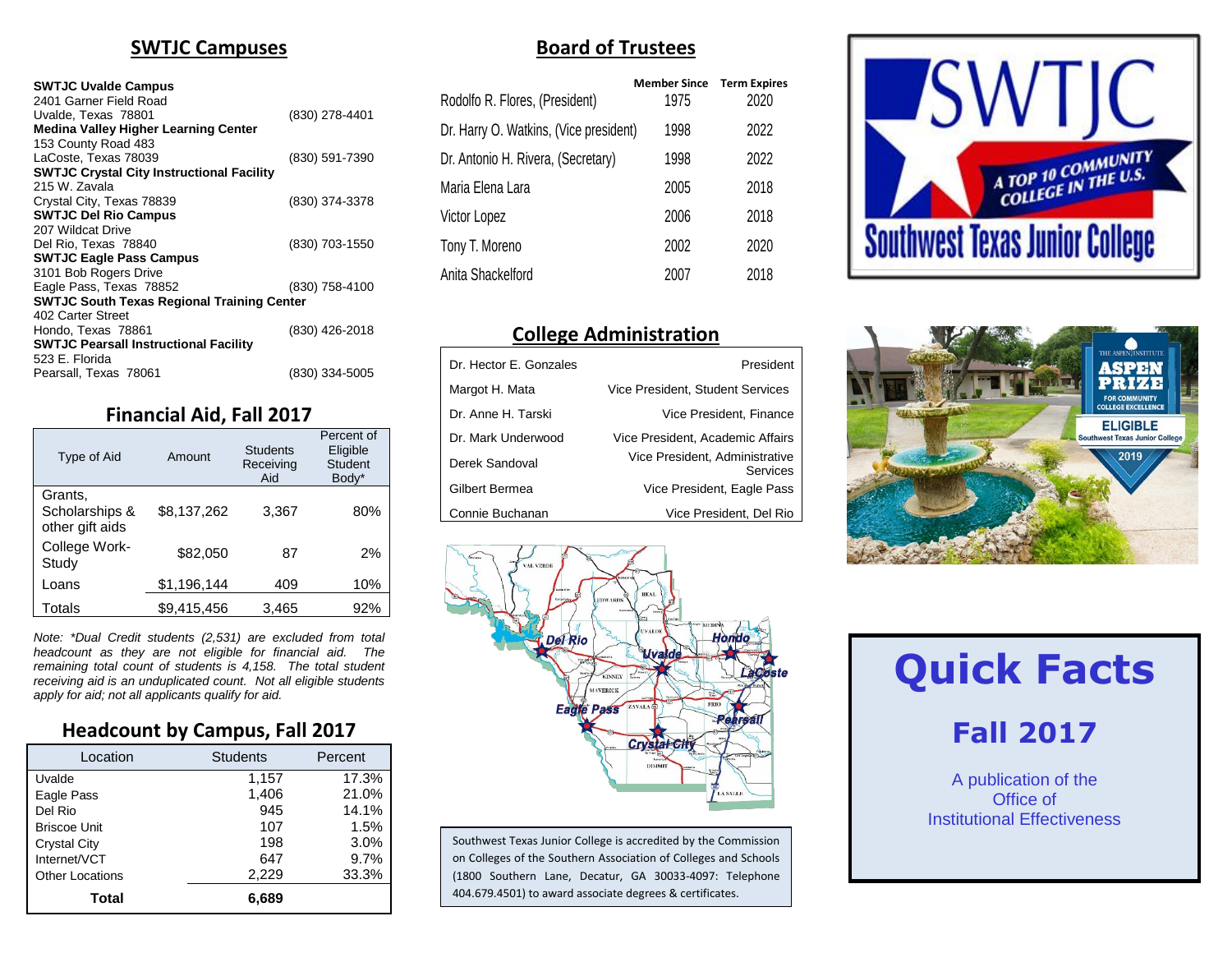## SWTJC Campuses

**SWTJC Uvalde Campus**
2401 Garner Field Road
Uvalde, Texas 78801 (830) 278-4401

**Medina Valley Higher Learning Center**
153 County Road 483
LaCoste, Texas 78039 (830) 591-7390

**SWTJC Crystal City Instructional Facility**
215 W. Zavala
Crystal City, Texas 78839 (830) 374-3378

**SWTJC Del Rio Campus**
207 Wildcat Drive
Del Rio, Texas 78840 (830) 703-1550

**SWTJC Eagle Pass Campus**
3101 Bob Rogers Drive
Eagle Pass, Texas 78852 (830) 758-4100

**SWTJC South Texas Regional Training Center**
402 Carter Street
Hondo, Texas 78861 (830) 426-2018

**SWTJC Pearsall Instructional Facility**
523 E. Florida
Pearsall, Texas 78061 (830) 334-5005

## Financial Aid, Fall 2017

| Type of Aid | Amount | Students Receiving Aid | Percent of Eligible Student Body* |
|---|---|---|---|
| Grants, Scholarships & other gift aids | $8,137,262 | 3,367 | 80% |
| College Work-Study | $82,050 | 87 | 2% |
| Loans | $1,196,144 | 409 | 10% |
| Totals | $9,415,456 | 3,465 | 92% |

*Note: \*Dual Credit students (2,531) are excluded from total headcount as they are not eligible for financial aid. The remaining total count of students is 4,158. The total student receiving aid is an unduplicated count. Not all eligible students apply for aid; not all applicants qualify for aid.*

## Headcount by Campus, Fall 2017

| Location | Students | Percent |
|---|---|---|
| Uvalde | 1,157 | 17.3% |
| Eagle Pass | 1,406 | 21.0% |
| Del Rio | 945 | 14.1% |
| Briscoe Unit | 107 | 1.5% |
| Crystal City | 198 | 3.0% |
| Internet/VCT | 647 | 9.7% |
| Other Locations | 2,229 | 33.3% |
| **Total** | **6,689** | |

## Board of Trustees

| | Member Since | Term Expires |
|---|---|---|
| Rodolfo R. Flores, (President) | 1975 | 2020 |
| Dr. Harry O. Watkins, (Vice president) | 1998 | 2022 |
| Dr. Antonio H. Rivera, (Secretary) | 1998 | 2022 |
| Maria Elena Lara | 2005 | 2018 |
| Victor Lopez | 2006 | 2018 |
| Tony T. Moreno | 2002 | 2020 |
| Anita Shackelford | 2007 | 2018 |

## College Administration

| | |
|---|---|
| Dr. Hector E. Gonzales | President |
| Margot H. Mata | Vice President, Student Services |
| Dr. Anne H. Tarski | Vice President, Finance |
| Dr. Mark Underwood | Vice President, Academic Affairs |
| Derek Sandoval | Vice President, Administrative Services |
| Gilbert Bermea | Vice President, Eagle Pass |
| Connie Buchanan | Vice President, Del Rio |

Southwest Texas Junior College is accredited by the Commission on Colleges of the Southern Association of Colleges and Schools (1800 Southern Lane, Decatur, GA 30033-4097: Telephone 404.679.4501) to award associate degrees & certificates.

SWTJC
A TOP 10 COMMUNITY COLLEGE IN THE U.S.
Southwest Texas Junior College

# Quick Facts

## Fall 2017

A publication of the Office of Institutional Effectiveness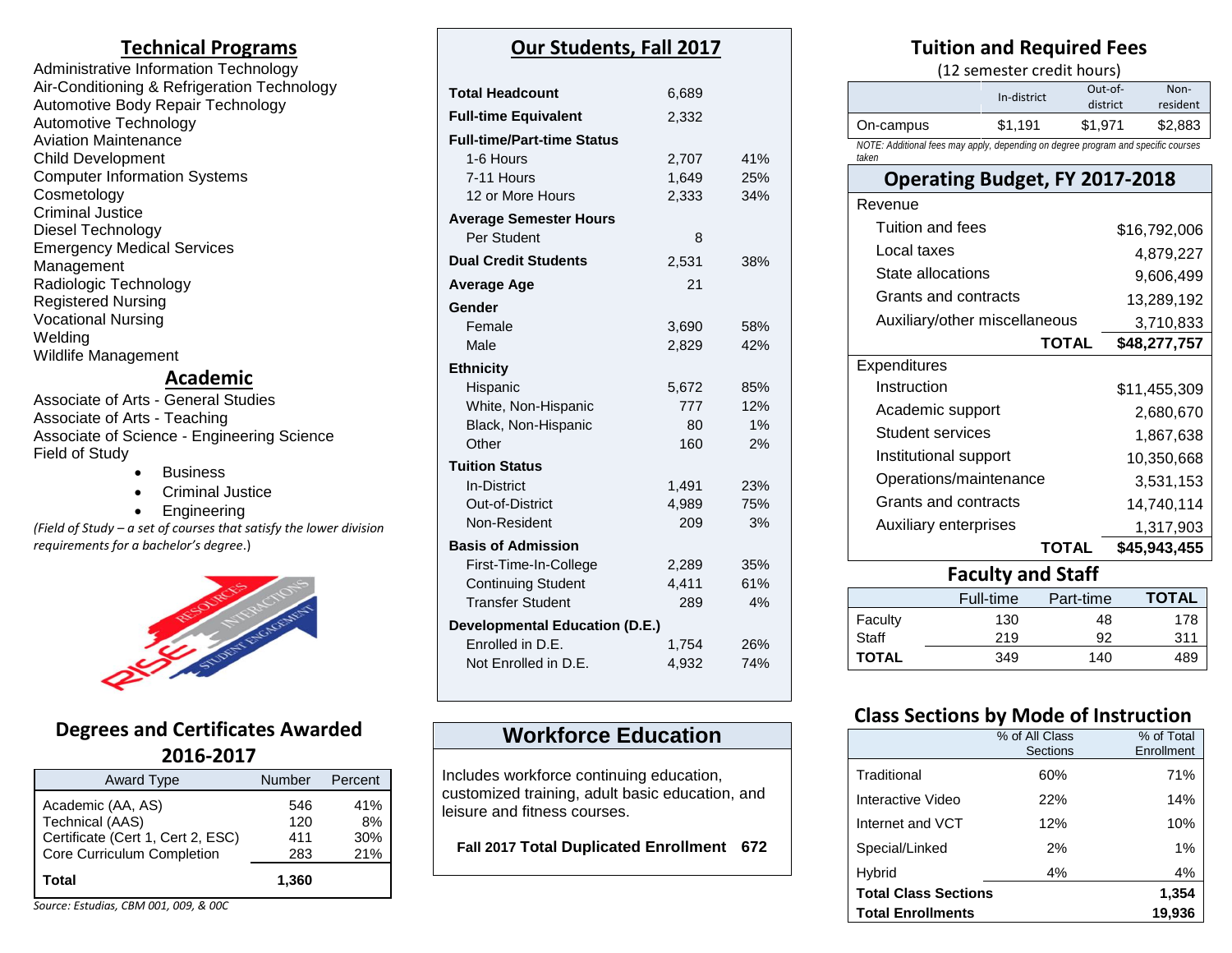## Technical Programs

Administrative Information Technology
Air-Conditioning & Refrigeration Technology
Automotive Body Repair Technology
Automotive Technology
Aviation Maintenance
Child Development
Computer Information Systems
Cosmetology
Criminal Justice
Diesel Technology
Emergency Medical Services
Management
Radiologic Technology
Registered Nursing
Vocational Nursing
Welding
Wildlife Management

## Academic

Associate of Arts - General Studies
Associate of Arts - Teaching
Associate of Science - Engineering Science
Field of Study

- Business
- Criminal Justice
- Engineering

*(Field of Study – a set of courses that satisfy the lower division requirements for a bachelor's degree.)*

## Degrees and Certificates Awarded 2016-2017

| Award Type | Number | Percent |
|---|---|---|
| Academic (AA, AS) | 546 | 41% |
| Technical (AAS) | 120 | 8% |
| Certificate (Cert 1, Cert 2, ESC) | 411 | 30% |
| Core Curriculum Completion | 283 | 21% |
| **Total** | **1,360** | |

*Source: Estudias, CBM 001, 009, & 00C*

## Our Students, Fall 2017

| | | |
|---|---|---|
| **Total Headcount** | 6,689 | |
| **Full-time Equivalent** | 2,332 | |
| **Full-time/Part-time Status** | | |
| 1-6 Hours | 2,707 | 41% |
| 7-11 Hours | 1,649 | 25% |
| 12 or More Hours | 2,333 | 34% |
| **Average Semester Hours** | | |
| Per Student | 8 | |
| **Dual Credit Students** | 2,531 | 38% |
| **Average Age** | 21 | |
| **Gender** | | |
| Female | 3,690 | 58% |
| Male | 2,829 | 42% |
| **Ethnicity** | | |
| Hispanic | 5,672 | 85% |
| White, Non-Hispanic | 777 | 12% |
| Black, Non-Hispanic | 80 | 1% |
| Other | 160 | 2% |
| **Tuition Status** | | |
| In-District | 1,491 | 23% |
| Out-of-District | 4,989 | 75% |
| Non-Resident | 209 | 3% |
| **Basis of Admission** | | |
| First-Time-In-College | 2,289 | 35% |
| Continuing Student | 4,411 | 61% |
| Transfer Student | 289 | 4% |
| **Developmental Education (D.E.)** | | |
| Enrolled in D.E. | 1,754 | 26% |
| Not Enrolled in D.E. | 4,932 | 74% |

## Workforce Education

Includes workforce continuing education, customized training, adult basic education, and leisure and fitness courses.

**Fall 2017 Total Duplicated Enrollment 672**

## Tuition and Required Fees

(12 semester credit hours)

| | In-district | Out-of-district | Non-resident |
|---|---|---|---|
| On-campus | $1,191 | $1,971 | $2,883 |

*NOTE: Additional fees may apply, depending on degree program and specific courses taken*

## Operating Budget, FY 2017-2018

| | |
|---|---|
| Revenue | |
| Tuition and fees | $16,792,006 |
| Local taxes | 4,879,227 |
| State allocations | 9,606,499 |
| Grants and contracts | 13,289,192 |
| Auxiliary/other miscellaneous | 3,710,833 |
| **TOTAL** | **$48,277,757** |
| Expenditures | |
| Instruction | $11,455,309 |
| Academic support | 2,680,670 |
| Student services | 1,867,638 |
| Institutional support | 10,350,668 |
| Operations/maintenance | 3,531,153 |
| Grants and contracts | 14,740,114 |
| Auxiliary enterprises | 1,317,903 |
| **TOTAL** | **$45,943,455** |

## Faculty and Staff

| | Full-time | Part-time | TOTAL |
|---|---|---|---|
| Faculty | 130 | 48 | 178 |
| Staff | 219 | 92 | 311 |
| **TOTAL** | 349 | 140 | 489 |

## Class Sections by Mode of Instruction

| | % of All Class Sections | % of Total Enrollment |
|---|---|---|
| Traditional | 60% | 71% |
| Interactive Video | 22% | 14% |
| Internet and VCT | 12% | 10% |
| Special/Linked | 2% | 1% |
| Hybrid | 4% | 4% |
| **Total Class Sections** | | **1,354** |
| **Total Enrollments** | | **19,936** |